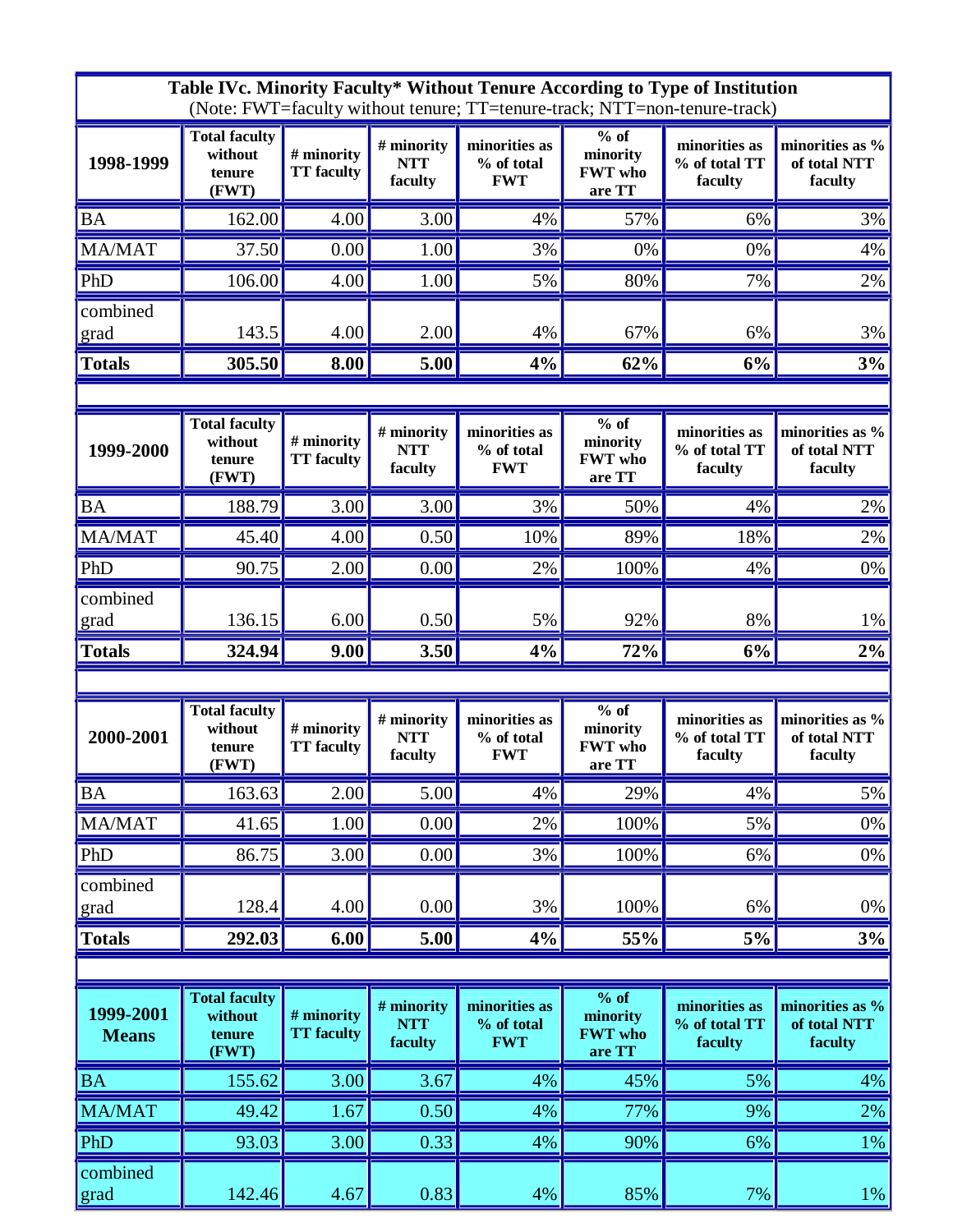**Table IVc. Minority Faculty* Without Tenure According to Type of Institution**
(Note: FWT=faculty without tenure; TT=tenure-track; NTT=non-tenure-track)

| 1998-1999 | Total faculty without tenure (FWT) | # minority TT faculty | # minority NTT faculty | minorities as % of total FWT | % of minority FWT who are TT | minorities as % of total TT faculty | minorities as % of total NTT faculty |
|---|---|---|---|---|---|---|---|
| BA | 162.00 | 4.00 | 3.00 | 4% | 57% | 6% | 3% |
| MA/MAT | 37.50 | 0.00 | 1.00 | 3% | 0% | 0% | 4% |
| PhD | 106.00 | 4.00 | 1.00 | 5% | 80% | 7% | 2% |
| combined grad | 143.5 | 4.00 | 2.00 | 4% | 67% | 6% | 3% |
| **Totals** | **305.50** | **8.00** | **5.00** | **4%** | **62%** | **6%** | **3%** |

| 1999-2000 | Total faculty without tenure (FWT) | # minority TT faculty | # minority NTT faculty | minorities as % of total FWT | % of minority FWT who are TT | minorities as % of total TT faculty | minorities as % of total NTT faculty |
|---|---|---|---|---|---|---|---|
| BA | 188.79 | 3.00 | 3.00 | 3% | 50% | 4% | 2% |
| MA/MAT | 45.40 | 4.00 | 0.50 | 10% | 89% | 18% | 2% |
| PhD | 90.75 | 2.00 | 0.00 | 2% | 100% | 4% | 0% |
| combined grad | 136.15 | 6.00 | 0.50 | 5% | 92% | 8% | 1% |
| **Totals** | **324.94** | **9.00** | **3.50** | **4%** | **72%** | **6%** | **2%** |

| 2000-2001 | Total faculty without tenure (FWT) | # minority TT faculty | # minority NTT faculty | minorities as % of total FWT | % of minority FWT who are TT | minorities as % of total TT faculty | minorities as % of total NTT faculty |
|---|---|---|---|---|---|---|---|
| BA | 163.63 | 2.00 | 5.00 | 4% | 29% | 4% | 5% |
| MA/MAT | 41.65 | 1.00 | 0.00 | 2% | 100% | 5% | 0% |
| PhD | 86.75 | 3.00 | 0.00 | 3% | 100% | 6% | 0% |
| combined grad | 128.4 | 4.00 | 0.00 | 3% | 100% | 6% | 0% |
| **Totals** | **292.03** | **6.00** | **5.00** | **4%** | **55%** | **5%** | **3%** |

| 1999-2001 Means | Total faculty without tenure (FWT) | # minority TT faculty | # minority NTT faculty | minorities as % of total FWT | % of minority FWT who are TT | minorities as % of total TT faculty | minorities as % of total NTT faculty |
|---|---|---|---|---|---|---|---|
| BA | 155.62 | 3.00 | 3.67 | 4% | 45% | 5% | 4% |
| MA/MAT | 49.42 | 1.67 | 0.50 | 4% | 77% | 9% | 2% |
| PhD | 93.03 | 3.00 | 0.33 | 4% | 90% | 6% | 1% |
| combined grad | 142.46 | 4.67 | 0.83 | 4% | 85% | 7% | 1% |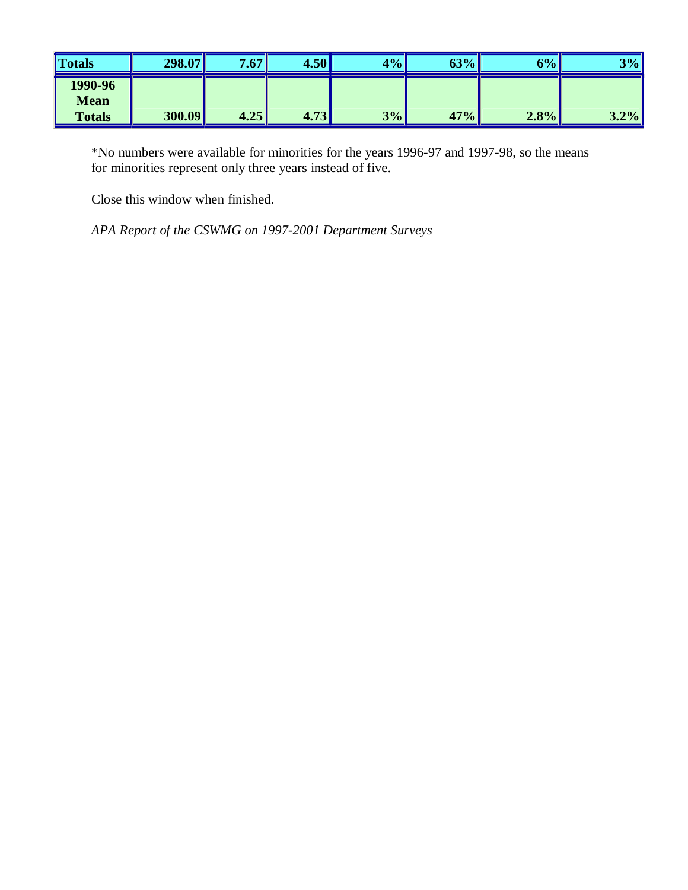| | | | | | | | |
|---|---|---|---|---|---|---|---|
| **Totals** | **298.07** | **7.67** | **4.50** | **4%** | **63%** | **6%** | **3%** |
| **1990-96 Mean Totals** | **300.09** | **4.25** | **4.73** | **3%** | **47%** | **2.8%** | **3.2%** |

*No numbers were available for minorities for the years 1996-97 and 1997-98, so the means for minorities represent only three years instead of five.

Close this window when finished.

*APA Report of the CSWMG on 1997-2001 Department Surveys*